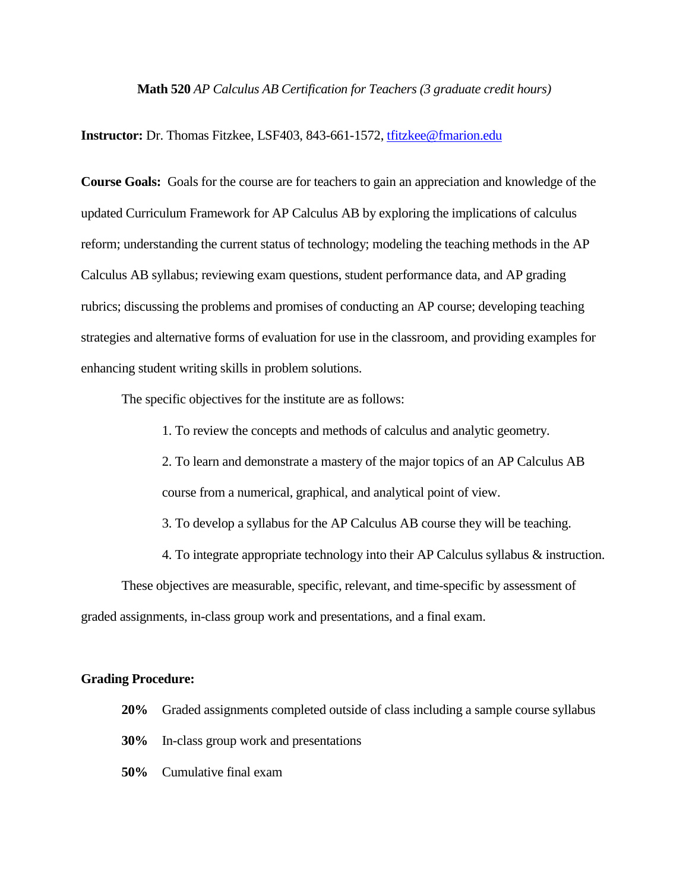**Math 520** *AP Calculus AB Certification for Teachers (3 graduate credit hours)*

**Instructor:** Dr. Thomas Fitzkee, LSF403, 843-661-1572, tfitzkee@fmarion.edu

**Course Goals:** Goals for the course are for teachers to gain an appreciation and knowledge of the updated Curriculum Framework for AP Calculus AB by exploring the implications of calculus reform; understanding the current status of technology; modeling the teaching methods in the AP Calculus AB syllabus; reviewing exam questions, student performance data, and AP grading rubrics; discussing the problems and promises of conducting an AP course; developing teaching strategies and alternative forms of evaluation for use in the classroom, and providing examples for enhancing student writing skills in problem solutions.

The specific objectives for the institute are as follows:

1. To review the concepts and methods of calculus and analytic geometry.
2. To learn and demonstrate a mastery of the major topics of an AP Calculus AB course from a numerical, graphical, and analytical point of view.
3. To develop a syllabus for the AP Calculus AB course they will be teaching.
4. To integrate appropriate technology into their AP Calculus syllabus & instruction.

These objectives are measurable, specific, relevant, and time-specific by assessment of graded assignments, in-class group work and presentations, and a final exam.

**Grading Procedure:**

- **20%** Graded assignments completed outside of class including a sample course syllabus
- **30%** In-class group work and presentations
- **50%** Cumulative final exam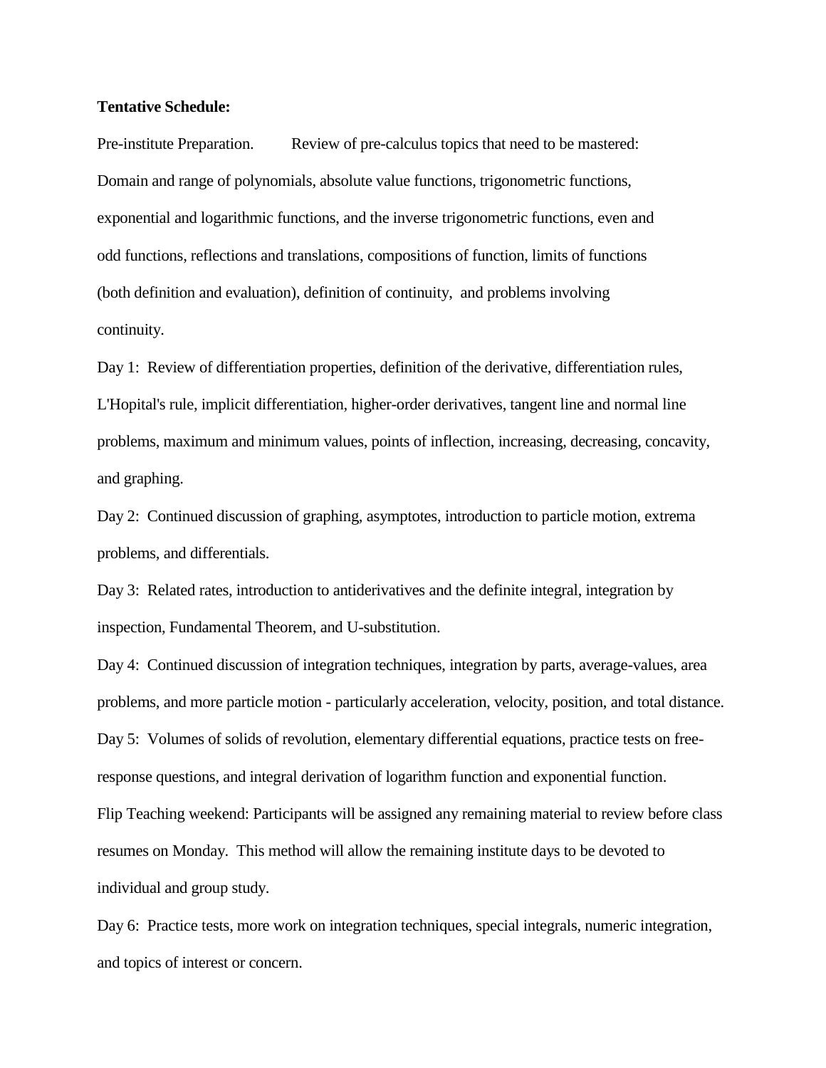**Tentative Schedule:**

Pre-institute Preparation. Review of pre-calculus topics that need to be mastered: Domain and range of polynomials, absolute value functions, trigonometric functions, exponential and logarithmic functions, and the inverse trigonometric functions, even and odd functions, reflections and translations, compositions of function, limits of functions (both definition and evaluation), definition of continuity, and problems involving continuity.

Day 1: Review of differentiation properties, definition of the derivative, differentiation rules, L'Hopital's rule, implicit differentiation, higher-order derivatives, tangent line and normal line problems, maximum and minimum values, points of inflection, increasing, decreasing, concavity, and graphing.

Day 2: Continued discussion of graphing, asymptotes, introduction to particle motion, extrema problems, and differentials.

Day 3: Related rates, introduction to antiderivatives and the definite integral, integration by inspection, Fundamental Theorem, and U-substitution.

Day 4: Continued discussion of integration techniques, integration by parts, average-values, area problems, and more particle motion - particularly acceleration, velocity, position, and total distance.

Day 5: Volumes of solids of revolution, elementary differential equations, practice tests on free-response questions, and integral derivation of logarithm function and exponential function.

Flip Teaching weekend: Participants will be assigned any remaining material to review before class resumes on Monday. This method will allow the remaining institute days to be devoted to individual and group study.

Day 6: Practice tests, more work on integration techniques, special integrals, numeric integration, and topics of interest or concern.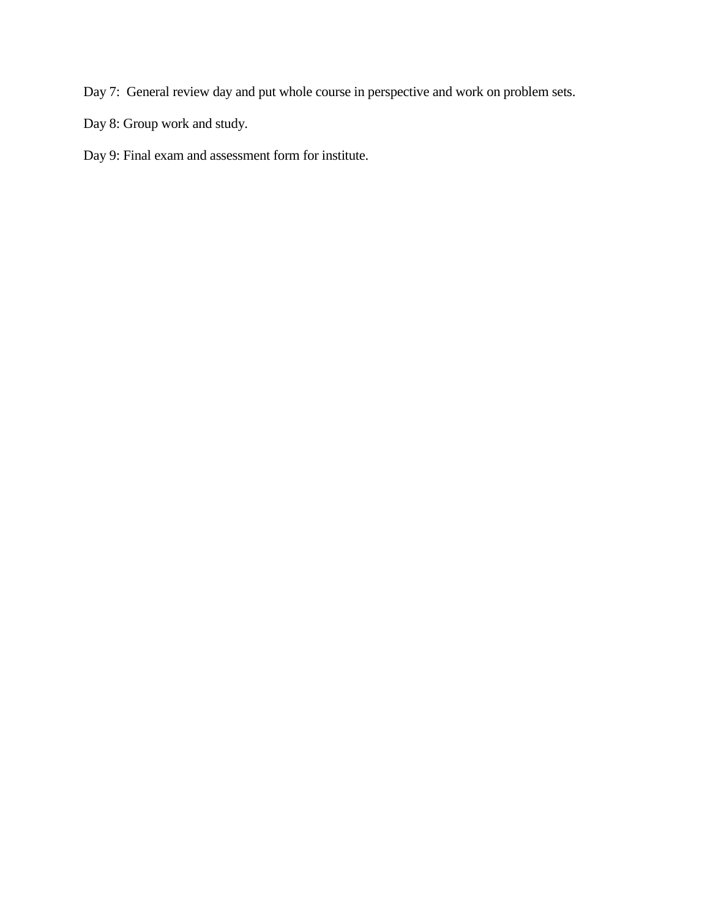Day 7: General review day and put whole course in perspective and work on problem sets.

Day 8: Group work and study.

Day 9: Final exam and assessment form for institute.